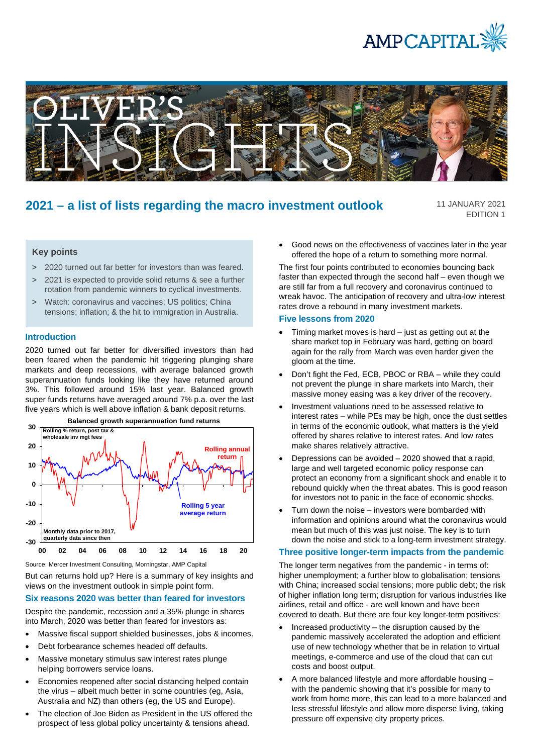# 2021 – a list of lists regarding the macro investment outlook

11 JANUARY 2021
EDITION 1

## Key points

> 2020 turned out far better for investors than was feared.

> 2021 is expected to provide solid returns & see a further rotation from pandemic winners to cyclical investments.

> Watch: coronavirus and vaccines; US politics; China tensions; inflation; & the hit to immigration in Australia.

## Introduction

2020 turned out far better for diversified investors than had been feared when the pandemic hit triggering plunging share markets and deep recessions, with average balanced growth superannuation funds looking like they have returned around 3%. This followed around 15% last year. Balanced growth super funds returns have averaged around 7% p.a. over the last five years which is well above inflation & bank deposit returns.

**Balanced growth superannuation fund returns**

Source: Mercer Investment Consulting, Morningstar, AMP Capital

But can returns hold up? Here is a summary of key insights and views on the investment outlook in simple point form.

## Six reasons 2020 was better than feared for investors

Despite the pandemic, recession and a 35% plunge in shares into March, 2020 was better than feared for investors as:

- Massive fiscal support shielded businesses, jobs & incomes.
- Debt forbearance schemes headed off defaults.
- Massive monetary stimulus saw interest rates plunge helping borrowers service loans.
- Economies reopened after social distancing helped contain the virus – albeit much better in some countries (eg, Asia, Australia and NZ) than others (eg, the US and Europe).
- The election of Joe Biden as President in the US offered the prospect of less global policy uncertainty & tensions ahead.
- Good news on the effectiveness of vaccines later in the year offered the hope of a return to something more normal.

The first four points contributed to economies bouncing back faster than expected through the second half – even though we are still far from a full recovery and coronavirus continued to wreak havoc. The anticipation of recovery and ultra-low interest rates drove a rebound in many investment markets.

## Five lessons from 2020

- Timing market moves is hard – just as getting out at the share market top in February was hard, getting on board again for the rally from March was even harder given the gloom at the time.
- Don't fight the Fed, ECB, PBOC or RBA – while they could not prevent the plunge in share markets into March, their massive money easing was a key driver of the recovery.
- Investment valuations need to be assessed relative to interest rates – while PEs may be high, once the dust settles in terms of the economic outlook, what matters is the yield offered by shares relative to interest rates. And low rates make shares relatively attractive.
- Depressions can be avoided – 2020 showed that a rapid, large and well targeted economic policy response can protect an economy from a significant shock and enable it to rebound quickly when the threat abates. This is good reason for investors not to panic in the face of economic shocks.
- Turn down the noise – investors were bombarded with information and opinions around what the coronavirus would mean but much of this was just noise. The key is to turn down the noise and stick to a long-term investment strategy.

## Three positive longer-term impacts from the pandemic

The longer term negatives from the pandemic - in terms of: higher unemployment; a further blow to globalisation; tensions with China; increased social tensions; more public debt; the risk of higher inflation long term; disruption for various industries like airlines, retail and office - are well known and have been covered to death. But there are four key longer-term positives:

- Increased productivity – the disruption caused by the pandemic massively accelerated the adoption and efficient use of new technology whether that be in relation to virtual meetings, e-commerce and use of the cloud that can cut costs and boost output.
- A more balanced lifestyle and more affordable housing – with the pandemic showing that it's possible for many to work from home more, this can lead to a more balanced and less stressful lifestyle and allow more disperse living, taking pressure off expensive city property prices.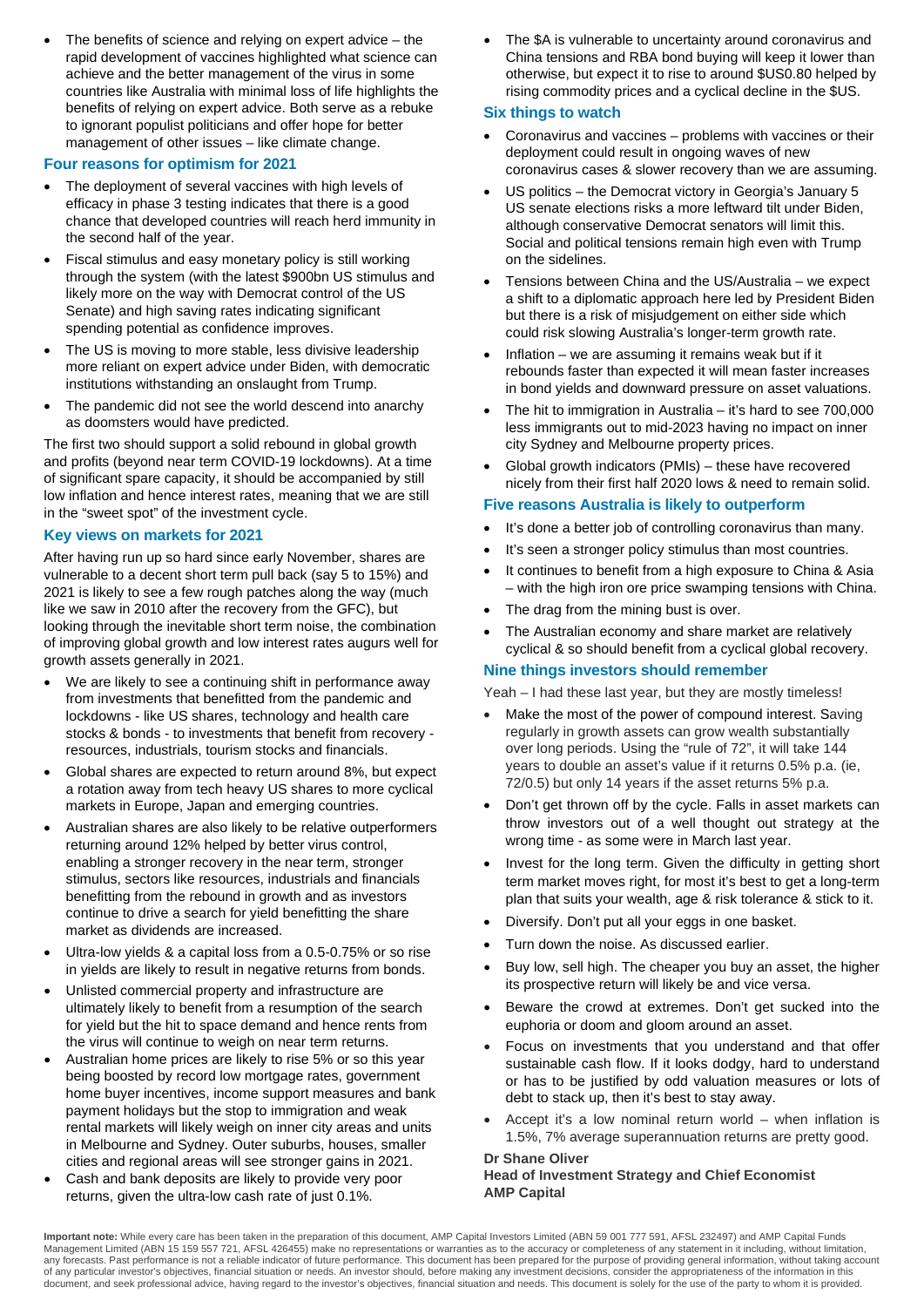- The benefits of science and relying on expert advice – the rapid development of vaccines highlighted what science can achieve and the better management of the virus in some countries like Australia with minimal loss of life highlights the benefits of relying on expert advice. Both serve as a rebuke to ignorant populist politicians and offer hope for better management of other issues – like climate change.

### Four reasons for optimism for 2021

- The deployment of several vaccines with high levels of efficacy in phase 3 testing indicates that there is a good chance that developed countries will reach herd immunity in the second half of the year.
- Fiscal stimulus and easy monetary policy is still working through the system (with the latest $900bn US stimulus and likely more on the way with Democrat control of the US Senate) and high saving rates indicating significant spending potential as confidence improves.
- The US is moving to more stable, less divisive leadership more reliant on expert advice under Biden, with democratic institutions withstanding an onslaught from Trump.
- The pandemic did not see the world descend into anarchy as doomsters would have predicted.

The first two should support a solid rebound in global growth and profits (beyond near term COVID-19 lockdowns). At a time of significant spare capacity, it should be accompanied by still low inflation and hence interest rates, meaning that we are still in the "sweet spot" of the investment cycle.

### Key views on markets for 2021

After having run up so hard since early November, shares are vulnerable to a decent short term pull back (say 5 to 15%) and 2021 is likely to see a few rough patches along the way (much like we saw in 2010 after the recovery from the GFC), but looking through the inevitable short term noise, the combination of improving global growth and low interest rates augurs well for growth assets generally in 2021.

- We are likely to see a continuing shift in performance away from investments that benefitted from the pandemic and lockdowns - like US shares, technology and health care stocks & bonds - to investments that benefit from recovery - resources, industrials, tourism stocks and financials.
- Global shares are expected to return around 8%, but expect a rotation away from tech heavy US shares to more cyclical markets in Europe, Japan and emerging countries.
- Australian shares are also likely to be relative outperformers returning around 12% helped by better virus control, enabling a stronger recovery in the near term, stronger stimulus, sectors like resources, industrials and financials benefitting from the rebound in growth and as investors continue to drive a search for yield benefitting the share market as dividends are increased.
- Ultra-low yields & a capital loss from a 0.5-0.75% or so rise in yields are likely to result in negative returns from bonds.
- Unlisted commercial property and infrastructure are ultimately likely to benefit from a resumption of the search for yield but the hit to space demand and hence rents from the virus will continue to weigh on near term returns.
- Australian home prices are likely to rise 5% or so this year being boosted by record low mortgage rates, government home buyer incentives, income support measures and bank payment holidays but the stop to immigration and weak rental markets will likely weigh on inner city areas and units in Melbourne and Sydney. Outer suburbs, houses, smaller cities and regional areas will see stronger gains in 2021.
- Cash and bank deposits are likely to provide very poor returns, given the ultra-low cash rate of just 0.1%.
- The $A is vulnerable to uncertainty around coronavirus and China tensions and RBA bond buying will keep it lower than otherwise, but expect it to rise to around $US0.80 helped by rising commodity prices and a cyclical decline in the $US.

### Six things to watch

- Coronavirus and vaccines – problems with vaccines or their deployment could result in ongoing waves of new coronavirus cases & slower recovery than we are assuming.
- US politics – the Democrat victory in Georgia's January 5 US senate elections risks a more leftward tilt under Biden, although conservative Democrat senators will limit this. Social and political tensions remain high even with Trump on the sidelines.
- Tensions between China and the US/Australia – we expect a shift to a diplomatic approach here led by President Biden but there is a risk of misjudgement on either side which could risk slowing Australia's longer-term growth rate.
- Inflation – we are assuming it remains weak but if it rebounds faster than expected it will mean faster increases in bond yields and downward pressure on asset valuations.
- The hit to immigration in Australia – it's hard to see 700,000 less immigrants out to mid-2023 having no impact on inner city Sydney and Melbourne property prices.
- Global growth indicators (PMIs) – these have recovered nicely from their first half 2020 lows & need to remain solid.

### Five reasons Australia is likely to outperform

- It's done a better job of controlling coronavirus than many.
- It's seen a stronger policy stimulus than most countries.
- It continues to benefit from a high exposure to China & Asia – with the high iron ore price swamping tensions with China.
- The drag from the mining bust is over.
- The Australian economy and share market are relatively cyclical & so should benefit from a cyclical global recovery.

### Nine things investors should remember

Yeah – I had these last year, but they are mostly timeless!

- Make the most of the power of compound interest. Saving regularly in growth assets can grow wealth substantially over long periods. Using the "rule of 72", it will take 144 years to double an asset's value if it returns 0.5% p.a. (ie, 72/0.5) but only 14 years if the asset returns 5% p.a.
- Don't get thrown off by the cycle. Falls in asset markets can throw investors out of a well thought out strategy at the wrong time - as some were in March last year.
- Invest for the long term. Given the difficulty in getting short term market moves right, for most it's best to get a long-term plan that suits your wealth, age & risk tolerance & stick to it.
- Diversify. Don't put all your eggs in one basket.
- Turn down the noise. As discussed earlier.
- Buy low, sell high. The cheaper you buy an asset, the higher its prospective return will likely be and vice versa.
- Beware the crowd at extremes. Don't get sucked into the euphoria or doom and gloom around an asset.
- Focus on investments that you understand and that offer sustainable cash flow. If it looks dodgy, hard to understand or has to be justified by odd valuation measures or lots of debt to stack up, then it's best to stay away.
- Accept it's a low nominal return world – when inflation is 1.5%, 7% average superannuation returns are pretty good.

**Dr Shane Oliver**
**Head of Investment Strategy and Chief Economist**
**AMP Capital**

**Important note:** While every care has been taken in the preparation of this document, AMP Capital Investors Limited (ABN 59 001 777 591, AFSL 232497) and AMP Capital Funds Management Limited (ABN 15 159 557 721, AFSL 426455) make no representations or warranties as to the accuracy or completeness of any statement in it including, without limitation, any forecasts. Past performance is not a reliable indicator of future performance. This document has been prepared for the purpose of providing general information, without taking account of any particular investor's objectives, financial situation or needs. An investor should, before making any investment decisions, consider the appropriateness of the information in this document, and seek professional advice, having regard to the investor's objectives, financial situation and needs. This document is solely for the use of the party to whom it is provided.